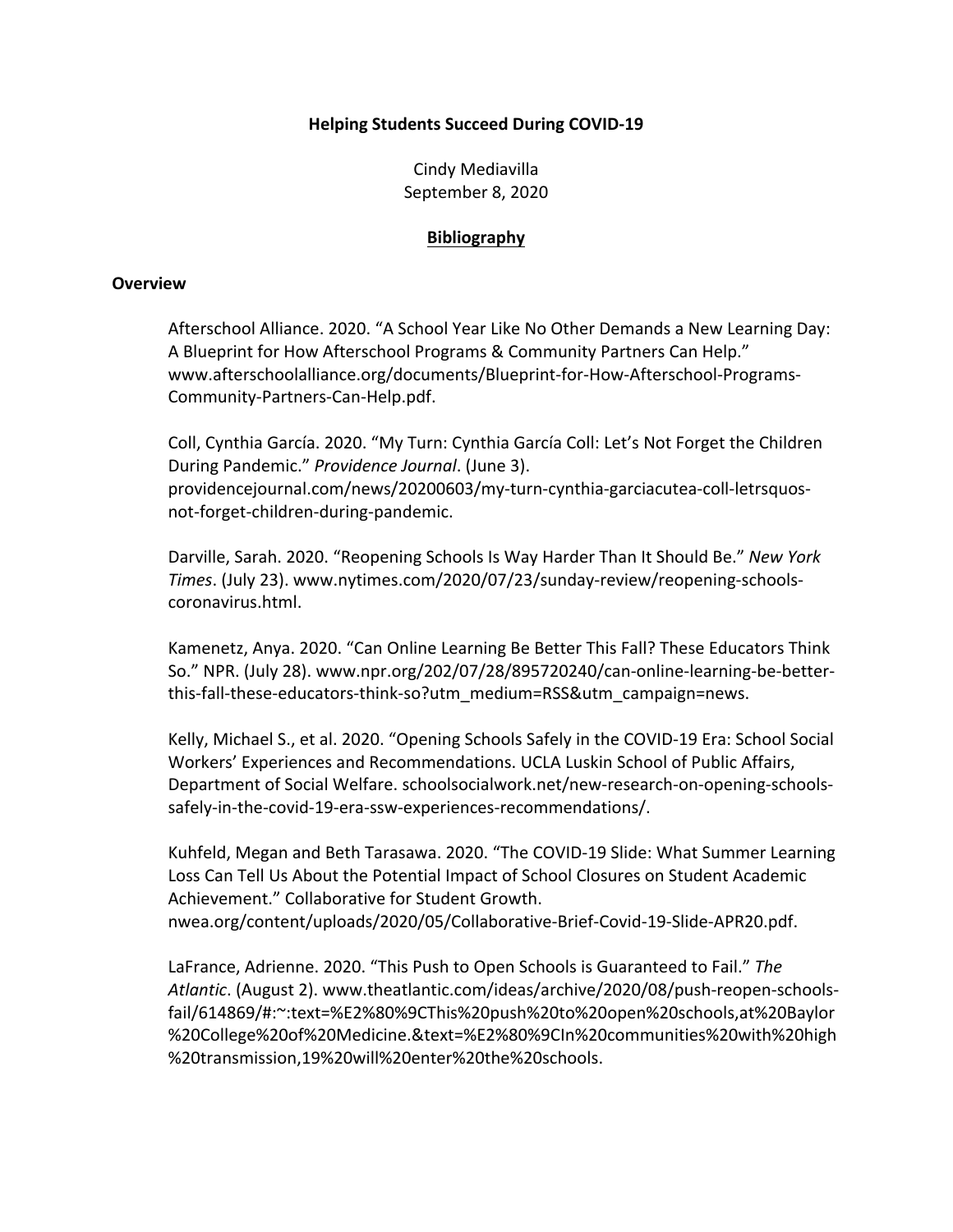**Helping Students Succeed During COVID-19**

Cindy Mediavilla
September 8, 2020

## Bibliography

### Overview

Afterschool Alliance. 2020. "A School Year Like No Other Demands a New Learning Day: A Blueprint for How Afterschool Programs & Community Partners Can Help." www.afterschoolalliance.org/documents/Blueprint-for-How-Afterschool-Programs-Community-Partners-Can-Help.pdf.

Coll, Cynthia García. 2020. "My Turn: Cynthia García Coll: Let's Not Forget the Children During Pandemic." *Providence Journal*. (June 3). providencejournal.com/news/20200603/my-turn-cynthia-garciacutea-coll-letrsquos-not-forget-children-during-pandemic.

Darville, Sarah. 2020. "Reopening Schools Is Way Harder Than It Should Be." *New York Times*. (July 23). www.nytimes.com/2020/07/23/sunday-review/reopening-schools-coronavirus.html.

Kamenetz, Anya. 2020. "Can Online Learning Be Better This Fall? These Educators Think So." NPR. (July 28). www.npr.org/202/07/28/895720240/can-online-learning-be-better-this-fall-these-educators-think-so?utm_medium=RSS&utm_campaign=news.

Kelly, Michael S., et al. 2020. "Opening Schools Safely in the COVID-19 Era: School Social Workers' Experiences and Recommendations. UCLA Luskin School of Public Affairs, Department of Social Welfare. schoolsocialwork.net/new-research-on-opening-schools-safely-in-the-covid-19-era-ssw-experiences-recommendations/.

Kuhfeld, Megan and Beth Tarasawa. 2020. "The COVID-19 Slide: What Summer Learning Loss Can Tell Us About the Potential Impact of School Closures on Student Academic Achievement." Collaborative for Student Growth. nwea.org/content/uploads/2020/05/Collaborative-Brief-Covid-19-Slide-APR20.pdf.

LaFrance, Adrienne. 2020. "This Push to Open Schools is Guaranteed to Fail." *The Atlantic*. (August 2). www.theatlantic.com/ideas/archive/2020/08/push-reopen-schools-fail/614869/#:~:text=%E2%80%9CThis%20push%20to%20open%20schools,at%20Baylor%20College%20of%20Medicine.&text=%E2%80%9CIn%20communities%20with%20high%20transmission,19%20will%20enter%20the%20schools.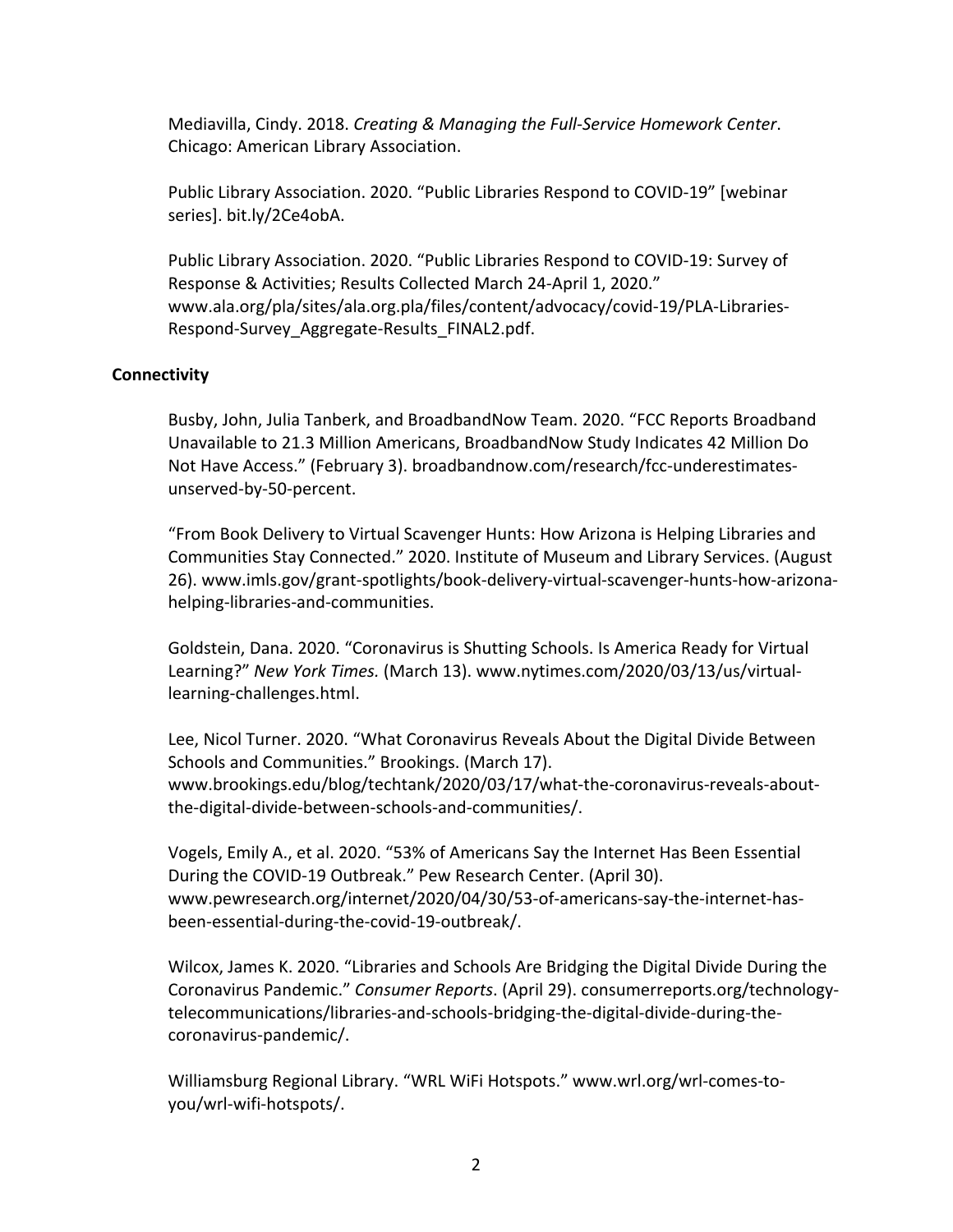Mediavilla, Cindy. 2018. *Creating & Managing the Full-Service Homework Center*. Chicago: American Library Association.

Public Library Association. 2020. "Public Libraries Respond to COVID-19" [webinar series]. bit.ly/2Ce4obA.

Public Library Association. 2020. "Public Libraries Respond to COVID-19: Survey of Response & Activities; Results Collected March 24-April 1, 2020." www.ala.org/pla/sites/ala.org.pla/files/content/advocacy/covid-19/PLA-Libraries-Respond-Survey_Aggregate-Results_FINAL2.pdf.

**Connectivity**

Busby, John, Julia Tanberk, and BroadbandNow Team. 2020. "FCC Reports Broadband Unavailable to 21.3 Million Americans, BroadbandNow Study Indicates 42 Million Do Not Have Access." (February 3). broadbandnow.com/research/fcc-underestimates-unserved-by-50-percent.

"From Book Delivery to Virtual Scavenger Hunts: How Arizona is Helping Libraries and Communities Stay Connected." 2020. Institute of Museum and Library Services. (August 26). www.imls.gov/grant-spotlights/book-delivery-virtual-scavenger-hunts-how-arizona-helping-libraries-and-communities.

Goldstein, Dana. 2020. "Coronavirus is Shutting Schools. Is America Ready for Virtual Learning?" *New York Times.* (March 13). www.nytimes.com/2020/03/13/us/virtual-learning-challenges.html.

Lee, Nicol Turner. 2020. "What Coronavirus Reveals About the Digital Divide Between Schools and Communities." Brookings. (March 17). www.brookings.edu/blog/techtank/2020/03/17/what-the-coronavirus-reveals-about-the-digital-divide-between-schools-and-communities/.

Vogels, Emily A., et al. 2020. "53% of Americans Say the Internet Has Been Essential During the COVID-19 Outbreak." Pew Research Center. (April 30). www.pewresearch.org/internet/2020/04/30/53-of-americans-say-the-internet-has-been-essential-during-the-covid-19-outbreak/.

Wilcox, James K. 2020. "Libraries and Schools Are Bridging the Digital Divide During the Coronavirus Pandemic." *Consumer Reports*. (April 29). consumerreports.org/technology-telecommunications/libraries-and-schools-bridging-the-digital-divide-during-the-coronavirus-pandemic/.

Williamsburg Regional Library. "WRL WiFi Hotspots." www.wrl.org/wrl-comes-to-you/wrl-wifi-hotspots/.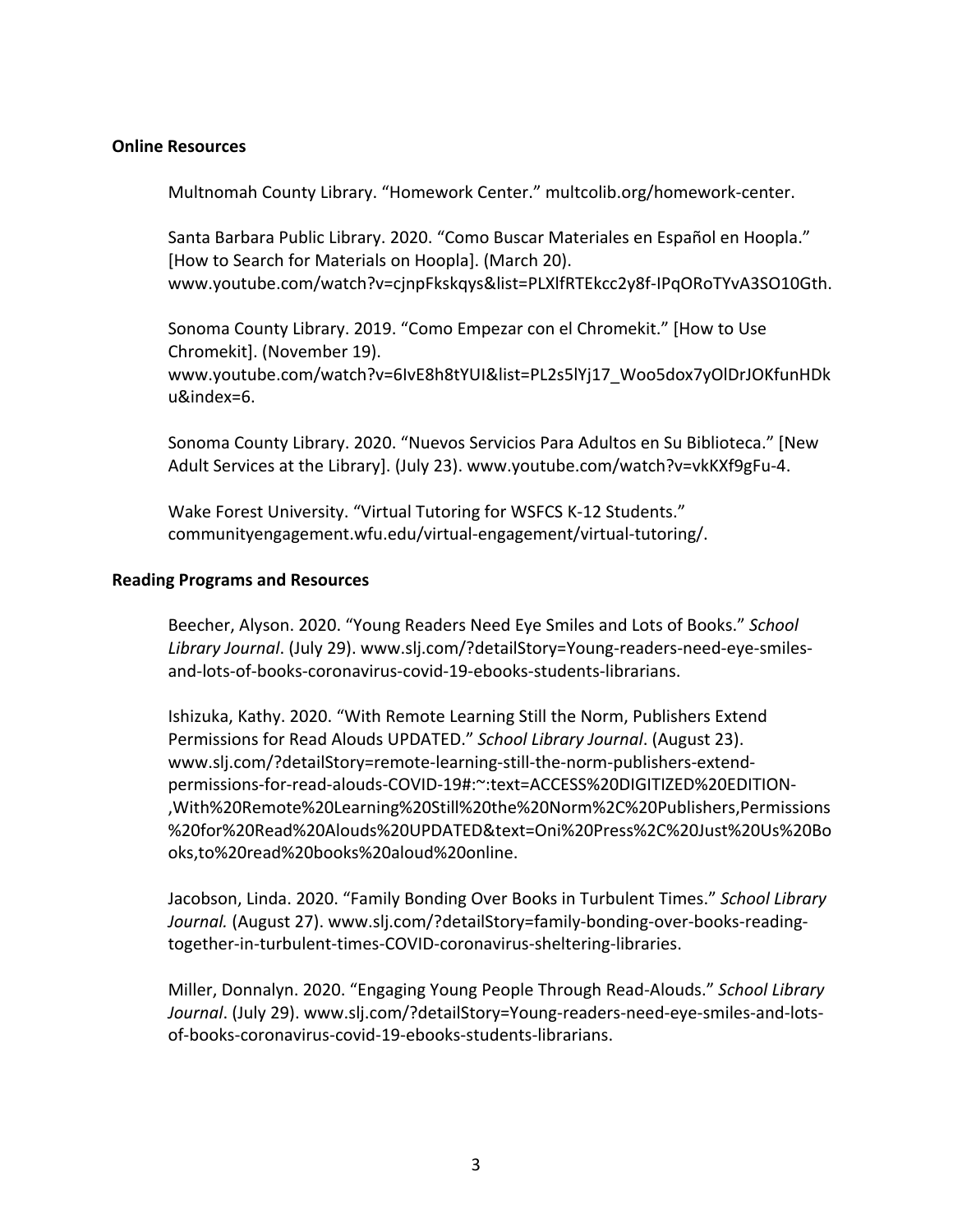**Online Resources**

Multnomah County Library. “Homework Center.” multcolib.org/homework-center.

Santa Barbara Public Library. 2020. “Como Buscar Materiales en Español en Hoopla.” [How to Search for Materials on Hoopla]. (March 20). www.youtube.com/watch?v=cjnpFkskqys&list=PLXlfRTEkcc2y8f-IPqORoTYvA3SO10Gth.

Sonoma County Library. 2019. “Como Empezar con el Chromekit.” [How to Use Chromekit]. (November 19). www.youtube.com/watch?v=6IvE8h8tYUI&list=PL2s5lYj17_Woo5dox7yOlDrJOKfunHDku&index=6.

Sonoma County Library. 2020. “Nuevos Servicios Para Adultos en Su Biblioteca.” [New Adult Services at the Library]. (July 23). www.youtube.com/watch?v=vkKXf9gFu-4.

Wake Forest University. “Virtual Tutoring for WSFCS K-12 Students.” communityengagement.wfu.edu/virtual-engagement/virtual-tutoring/.

**Reading Programs and Resources**

Beecher, Alyson. 2020. “Young Readers Need Eye Smiles and Lots of Books.” *School Library Journal*. (July 29). www.slj.com/?detailStory=Young-readers-need-eye-smiles-and-lots-of-books-coronavirus-covid-19-ebooks-students-librarians.

Ishizuka, Kathy. 2020. “With Remote Learning Still the Norm, Publishers Extend Permissions for Read Alouds UPDATED.” *School Library Journal*. (August 23). www.slj.com/?detailStory=remote-learning-still-the-norm-publishers-extend-permissions-for-read-alouds-COVID-19#:~:text=ACCESS%20DIGITIZED%20EDITION-,With%20Remote%20Learning%20Still%20the%20Norm%2C%20Publishers,Permissions%20for%20Read%20Alouds%20UPDATED&text=Oni%20Press%2C%20Just%20Us%20Books,to%20read%20books%20aloud%20online.

Jacobson, Linda. 2020. “Family Bonding Over Books in Turbulent Times.” *School Library Journal.* (August 27). www.slj.com/?detailStory=family-bonding-over-books-reading-together-in-turbulent-times-COVID-coronavirus-sheltering-libraries.

Miller, Donnalyn. 2020. “Engaging Young People Through Read-Alouds.” *School Library Journal*. (July 29). www.slj.com/?detailStory=Young-readers-need-eye-smiles-and-lots-of-books-coronavirus-covid-19-ebooks-students-librarians.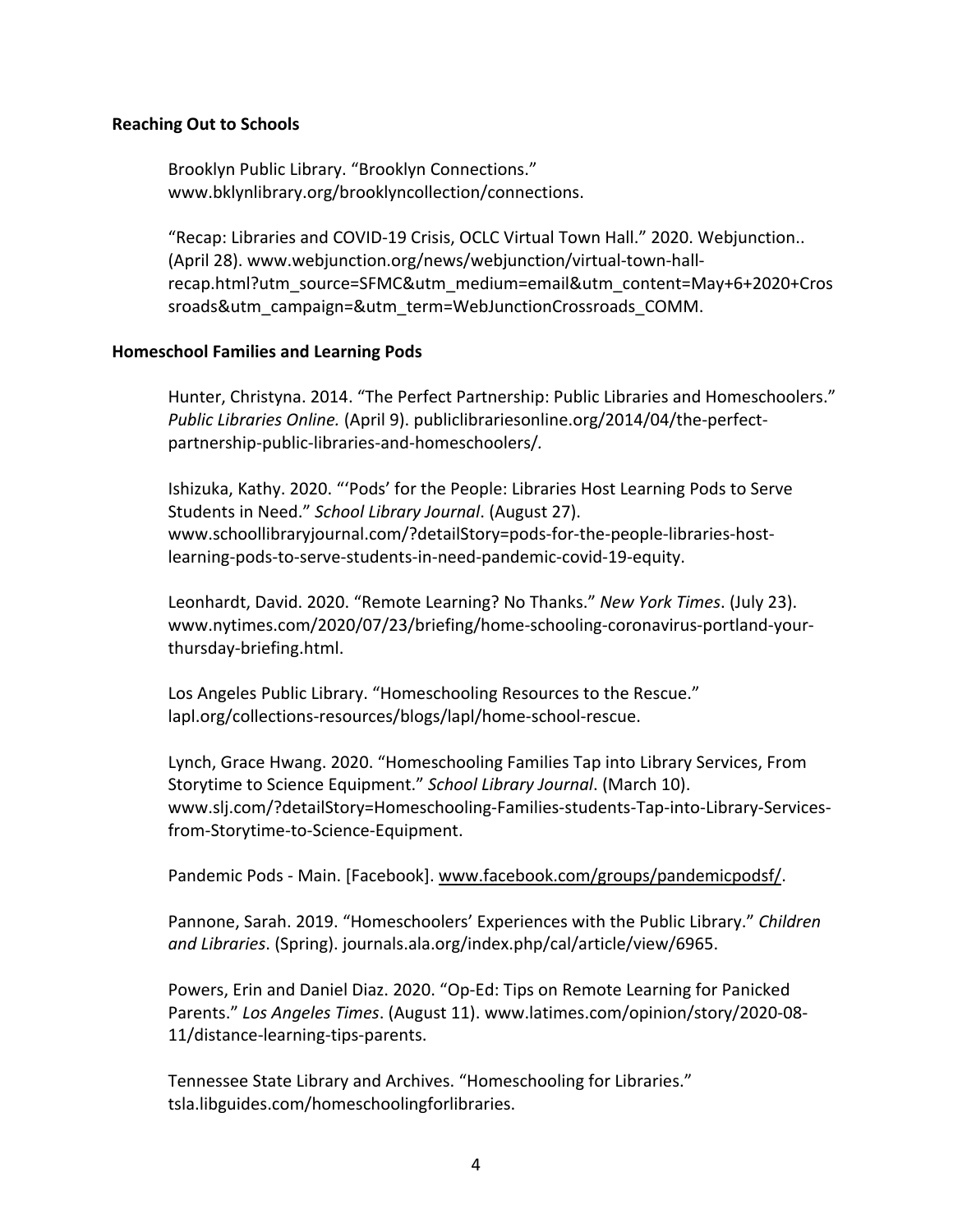**Reaching Out to Schools**

Brooklyn Public Library. “Brooklyn Connections.” www.bklynlibrary.org/brooklyncollection/connections.

“Recap: Libraries and COVID-19 Crisis, OCLC Virtual Town Hall.” 2020. Webjunction.. (April 28). www.webjunction.org/news/webjunction/virtual-town-hall-recap.html?utm_source=SFMC&utm_medium=email&utm_content=May+6+2020+Crossroads&utm_campaign=&utm_term=WebJunctionCrossroads_COMM.

**Homeschool Families and Learning Pods**

Hunter, Christyna. 2014. “The Perfect Partnership: Public Libraries and Homeschoolers.” *Public Libraries Online.* (April 9). publiclibrariesonline.org/2014/04/the-perfect-partnership-public-libraries-and-homeschoolers/.

Ishizuka, Kathy. 2020. “‘Pods’ for the People: Libraries Host Learning Pods to Serve Students in Need.” *School Library Journal*. (August 27). www.schoollibraryjournal.com/?detailStory=pods-for-the-people-libraries-host-learning-pods-to-serve-students-in-need-pandemic-covid-19-equity.

Leonhardt, David. 2020. “Remote Learning? No Thanks.” *New York Times*. (July 23). www.nytimes.com/2020/07/23/briefing/home-schooling-coronavirus-portland-your-thursday-briefing.html.

Los Angeles Public Library. “Homeschooling Resources to the Rescue.” lapl.org/collections-resources/blogs/lapl/home-school-rescue.

Lynch, Grace Hwang. 2020. “Homeschooling Families Tap into Library Services, From Storytime to Science Equipment.” *School Library Journal*. (March 10). www.slj.com/?detailStory=Homeschooling-Families-students-Tap-into-Library-Services-from-Storytime-to-Science-Equipment.

Pandemic Pods - Main. [Facebook]. www.facebook.com/groups/pandemicpodsf/.

Pannone, Sarah. 2019. “Homeschoolers’ Experiences with the Public Library.” *Children and Libraries*. (Spring). journals.ala.org/index.php/cal/article/view/6965.

Powers, Erin and Daniel Diaz. 2020. “Op-Ed: Tips on Remote Learning for Panicked Parents.” *Los Angeles Times*. (August 11). www.latimes.com/opinion/story/2020-08-11/distance-learning-tips-parents.

Tennessee State Library and Archives. “Homeschooling for Libraries.” tsla.libguides.com/homeschoolingforlibraries.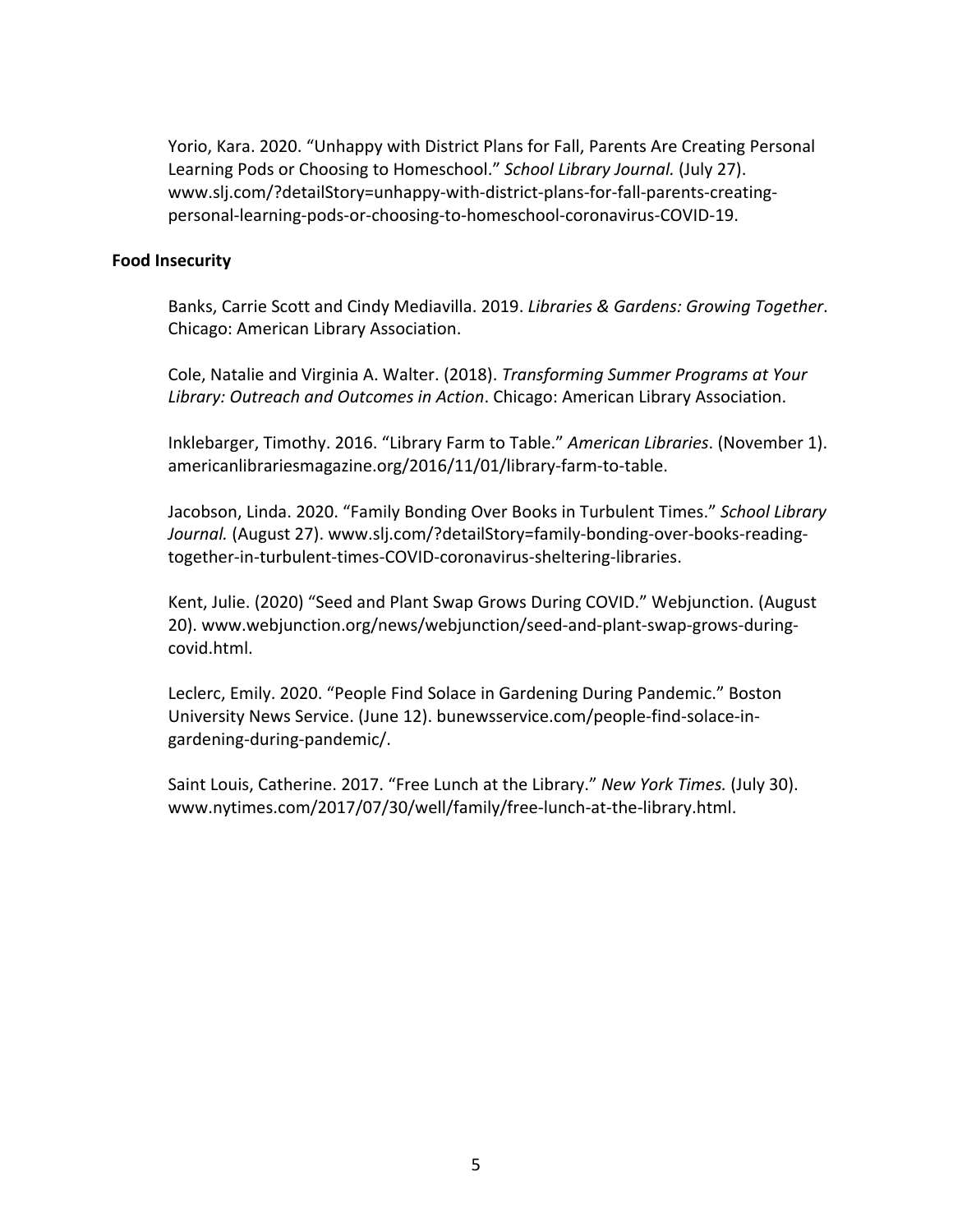Yorio, Kara. 2020. "Unhappy with District Plans for Fall, Parents Are Creating Personal Learning Pods or Choosing to Homeschool." *School Library Journal.* (July 27). www.slj.com/?detailStory=unhappy-with-district-plans-for-fall-parents-creating-personal-learning-pods-or-choosing-to-homeschool-coronavirus-COVID-19.

**Food Insecurity**

Banks, Carrie Scott and Cindy Mediavilla. 2019. *Libraries & Gardens: Growing Together*. Chicago: American Library Association.

Cole, Natalie and Virginia A. Walter. (2018). *Transforming Summer Programs at Your Library: Outreach and Outcomes in Action*. Chicago: American Library Association.

Inklebarger, Timothy. 2016. "Library Farm to Table." *American Libraries*. (November 1). americanlibrariesmagazine.org/2016/11/01/library-farm-to-table.

Jacobson, Linda. 2020. "Family Bonding Over Books in Turbulent Times." *School Library Journal.* (August 27). www.slj.com/?detailStory=family-bonding-over-books-reading-together-in-turbulent-times-COVID-coronavirus-sheltering-libraries.

Kent, Julie. (2020) "Seed and Plant Swap Grows During COVID." Webjunction. (August 20). www.webjunction.org/news/webjunction/seed-and-plant-swap-grows-during-covid.html.

Leclerc, Emily. 2020. "People Find Solace in Gardening During Pandemic." Boston University News Service. (June 12). bunewsservice.com/people-find-solace-in-gardening-during-pandemic/.

Saint Louis, Catherine. 2017. "Free Lunch at the Library." *New York Times.* (July 30). www.nytimes.com/2017/07/30/well/family/free-lunch-at-the-library.html.